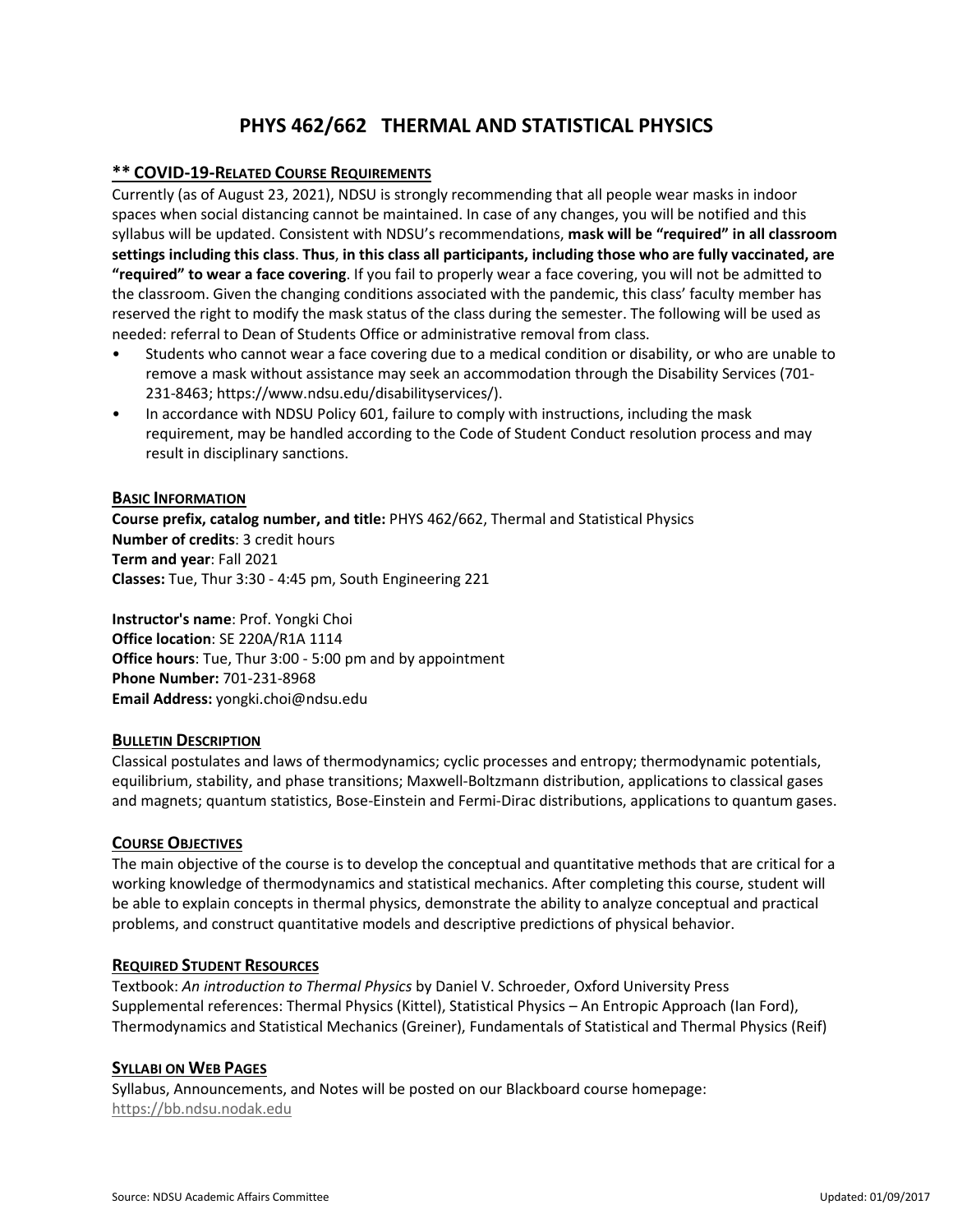# PHYS 462/662 THERMAL AND STATISTICAL PHYSICS

## ** COVID-19-RELATED COURSE REQUIREMENTS

Currently (as of August 23, 2021), NDSU is strongly recommending that all people wear masks in indoor spaces when social distancing cannot be maintained. In case of any changes, you will be notified and this syllabus will be updated. Consistent with NDSU's recommendations, **mask will be "required" in all classroom settings including this class**. **Thus**, **in this class all participants, including those who are fully vaccinated, are "required" to wear a face covering**. If you fail to properly wear a face covering, you will not be admitted to the classroom. Given the changing conditions associated with the pandemic, this class' faculty member has reserved the right to modify the mask status of the class during the semester. The following will be used as needed: referral to Dean of Students Office or administrative removal from class.

- Students who cannot wear a face covering due to a medical condition or disability, or who are unable to remove a mask without assistance may seek an accommodation through the Disability Services (701-231-8463; https://www.ndsu.edu/disabilityservices/).
- In accordance with NDSU Policy 601, failure to comply with instructions, including the mask requirement, may be handled according to the Code of Student Conduct resolution process and may result in disciplinary sanctions.

## BASIC INFORMATION

**Course prefix, catalog number, and title:** PHYS 462/662, Thermal and Statistical Physics
**Number of credits**: 3 credit hours
**Term and year**: Fall 2021
**Classes:** Tue, Thur 3:30 - 4:45 pm, South Engineering 221

**Instructor's name**: Prof. Yongki Choi
**Office location**: SE 220A/R1A 1114
**Office hours**: Tue, Thur 3:00 - 5:00 pm and by appointment
**Phone Number:** 701-231-8968
**Email Address:** yongki.choi@ndsu.edu

## BULLETIN DESCRIPTION

Classical postulates and laws of thermodynamics; cyclic processes and entropy; thermodynamic potentials, equilibrium, stability, and phase transitions; Maxwell-Boltzmann distribution, applications to classical gases and magnets; quantum statistics, Bose-Einstein and Fermi-Dirac distributions, applications to quantum gases.

## COURSE OBJECTIVES

The main objective of the course is to develop the conceptual and quantitative methods that are critical for a working knowledge of thermodynamics and statistical mechanics. After completing this course, student will be able to explain concepts in thermal physics, demonstrate the ability to analyze conceptual and practical problems, and construct quantitative models and descriptive predictions of physical behavior.

## REQUIRED STUDENT RESOURCES

Textbook: *An introduction to Thermal Physics* by Daniel V. Schroeder, Oxford University Press
Supplemental references: Thermal Physics (Kittel), Statistical Physics – An Entropic Approach (Ian Ford), Thermodynamics and Statistical Mechanics (Greiner), Fundamentals of Statistical and Thermal Physics (Reif)

## SYLLABI ON WEB PAGES

Syllabus, Announcements, and Notes will be posted on our Blackboard course homepage:
https://bb.ndsu.nodak.edu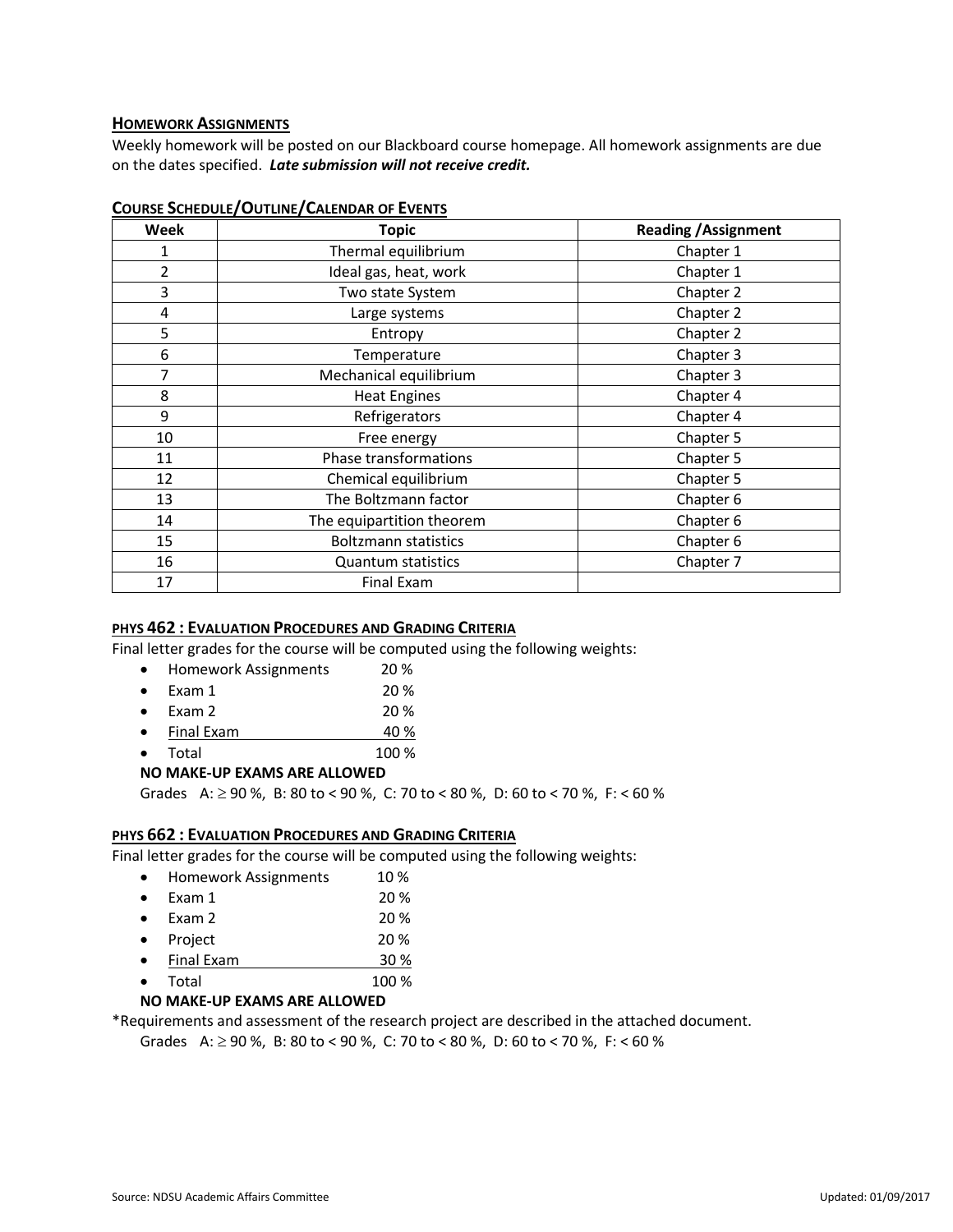### HOMEWORK ASSIGNMENTS

Weekly homework will be posted on our Blackboard course homepage. All homework assignments are due on the dates specified. ***Late submission will not receive credit.***

### COURSE SCHEDULE/OUTLINE/CALENDAR OF EVENTS

| Week | Topic | Reading /Assignment |
|---|---|---|
| 1 | Thermal equilibrium | Chapter 1 |
| 2 | Ideal gas, heat, work | Chapter 1 |
| 3 | Two state System | Chapter 2 |
| 4 | Large systems | Chapter 2 |
| 5 | Entropy | Chapter 2 |
| 6 | Temperature | Chapter 3 |
| 7 | Mechanical equilibrium | Chapter 3 |
| 8 | Heat Engines | Chapter 4 |
| 9 | Refrigerators | Chapter 4 |
| 10 | Free energy | Chapter 5 |
| 11 | Phase transformations | Chapter 5 |
| 12 | Chemical equilibrium | Chapter 5 |
| 13 | The Boltzmann factor | Chapter 6 |
| 14 | The equipartition theorem | Chapter 6 |
| 15 | Boltzmann statistics | Chapter 6 |
| 16 | Quantum statistics | Chapter 7 |
| 17 | Final Exam | |

### PHYS 462 : EVALUATION PROCEDURES AND GRADING CRITERIA

Final letter grades for the course will be computed using the following weights:

- Homework Assignments 20 %
- Exam 1 20 %
- Exam 2 20 %
- Final Exam 40 %
- Total 100 %

**NO MAKE-UP EXAMS ARE ALLOWED**

Grades A: $\geq$ 90 %, B: 80 to < 90 %, C: 70 to < 80 %, D: 60 to < 70 %, F: < 60 %

### PHYS 662 : EVALUATION PROCEDURES AND GRADING CRITERIA

Final letter grades for the course will be computed using the following weights:

- Homework Assignments 10 %
- Exam 1 20 %
- Exam 2 20 %
- Project 20 %
- Final Exam 30 %
- Total 100 %

**NO MAKE-UP EXAMS ARE ALLOWED**

*Requirements and assessment of the research project are described in the attached document.

Grades A: $\geq$ 90 %, B: 80 to < 90 %, C: 70 to < 80 %, D: 60 to < 70 %, F: < 60 %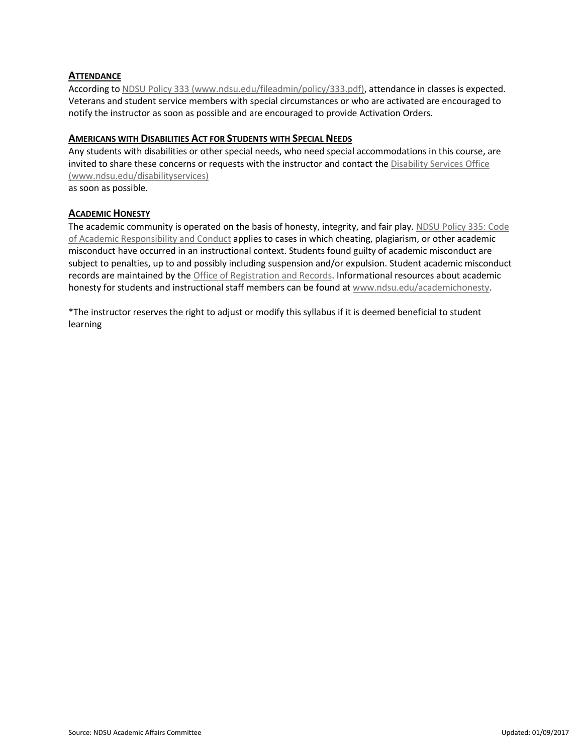## ATTENDANCE

According to [NDSU Policy 333 (www.ndsu.edu/fileadmin/policy/333.pdf)](www.ndsu.edu/fileadmin/policy/333.pdf), attendance in classes is expected. Veterans and student service members with special circumstances or who are activated are encouraged to notify the instructor as soon as possible and are encouraged to provide Activation Orders.

## AMERICANS WITH DISABILITIES ACT FOR STUDENTS WITH SPECIAL NEEDS

Any students with disabilities or other special needs, who need special accommodations in this course, are invited to share these concerns or requests with the instructor and contact the [Disability Services Office (www.ndsu.edu/disabilityservices)](www.ndsu.edu/disabilityservices)
as soon as possible.

## ACADEMIC HONESTY

The academic community is operated on the basis of honesty, integrity, and fair play. NDSU Policy 335: Code of Academic Responsibility and Conduct applies to cases in which cheating, plagiarism, or other academic misconduct have occurred in an instructional context. Students found guilty of academic misconduct are subject to penalties, up to and possibly including suspension and/or expulsion. Student academic misconduct records are maintained by the Office of Registration and Records. Informational resources about academic honesty for students and instructional staff members can be found at [www.ndsu.edu/academichonesty](www.ndsu.edu/academichonesty).

*The instructor reserves the right to adjust or modify this syllabus if it is deemed beneficial to student learning

Source: NDSU Academic Affairs Committee Updated: 01/09/2017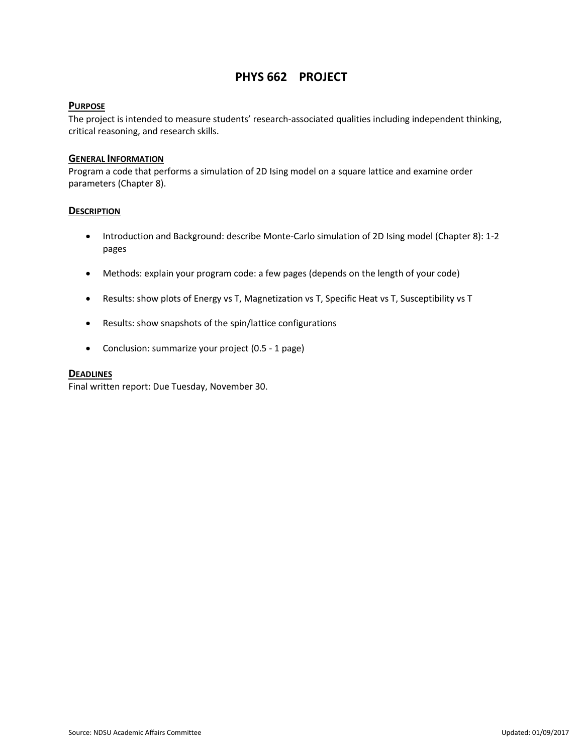# PHYS 662 PROJECT

## Purpose

The project is intended to measure students' research-associated qualities including independent thinking, critical reasoning, and research skills.

## General Information

Program a code that performs a simulation of 2D Ising model on a square lattice and examine order parameters (Chapter 8).

## Description

- Introduction and Background: describe Monte-Carlo simulation of 2D Ising model (Chapter 8): 1-2 pages
- Methods: explain your program code: a few pages (depends on the length of your code)
- Results: show plots of Energy vs T, Magnetization vs T, Specific Heat vs T, Susceptibility vs T
- Results: show snapshots of the spin/lattice configurations
- Conclusion: summarize your project (0.5 - 1 page)

## Deadlines

Final written report: Due Tuesday, November 30.